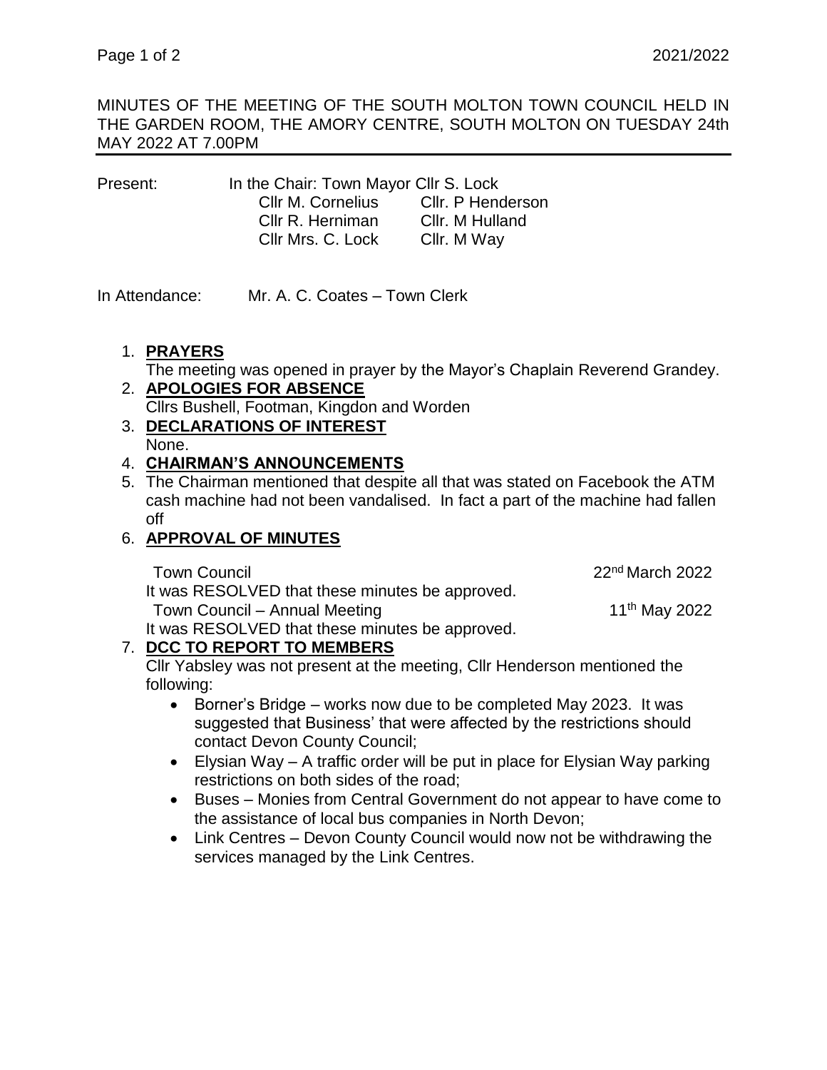MINUTES OF THE MEETING OF THE SOUTH MOLTON TOWN COUNCIL HELD IN THE GARDEN ROOM, THE AMORY CENTRE, SOUTH MOLTON ON TUESDAY 24th MAY 2022 AT 7.00PM

Present: In the Chair: Town Mayor Cllr S. Lock

| | |
|---|---|
| Cllr M. Cornelius | Cllr. P Henderson |
| Cllr R. Herniman | Cllr. M Hulland |
| Cllr Mrs. C. Lock | Cllr. M Way |

In Attendance: Mr. A. C. Coates – Town Clerk

1. **PRAYERS**
   The meeting was opened in prayer by the Mayor's Chaplain Reverend Grandey.
2. **APOLOGIES FOR ABSENCE**
   Cllrs Bushell, Footman, Kingdon and Worden
3. **DECLARATIONS OF INTEREST**
   None.
4. **CHAIRMAN'S ANNOUNCEMENTS**
5. The Chairman mentioned that despite all that was stated on Facebook the ATM cash machine had not been vandalised. In fact a part of the machine had fallen off
6. **APPROVAL OF MINUTES**

   Town Council — 22nd March 2022
   It was RESOLVED that these minutes be approved.
   Town Council – Annual Meeting — 11th May 2022
   It was RESOLVED that these minutes be approved.
7. **DCC TO REPORT TO MEMBERS**
   Cllr Yabsley was not present at the meeting, Cllr Henderson mentioned the following:
   - Borner's Bridge – works now due to be completed May 2023. It was suggested that Business' that were affected by the restrictions should contact Devon County Council;
   - Elysian Way – A traffic order will be put in place for Elysian Way parking restrictions on both sides of the road;
   - Buses – Monies from Central Government do not appear to have come to the assistance of local bus companies in North Devon;
   - Link Centres – Devon County Council would now not be withdrawing the services managed by the Link Centres.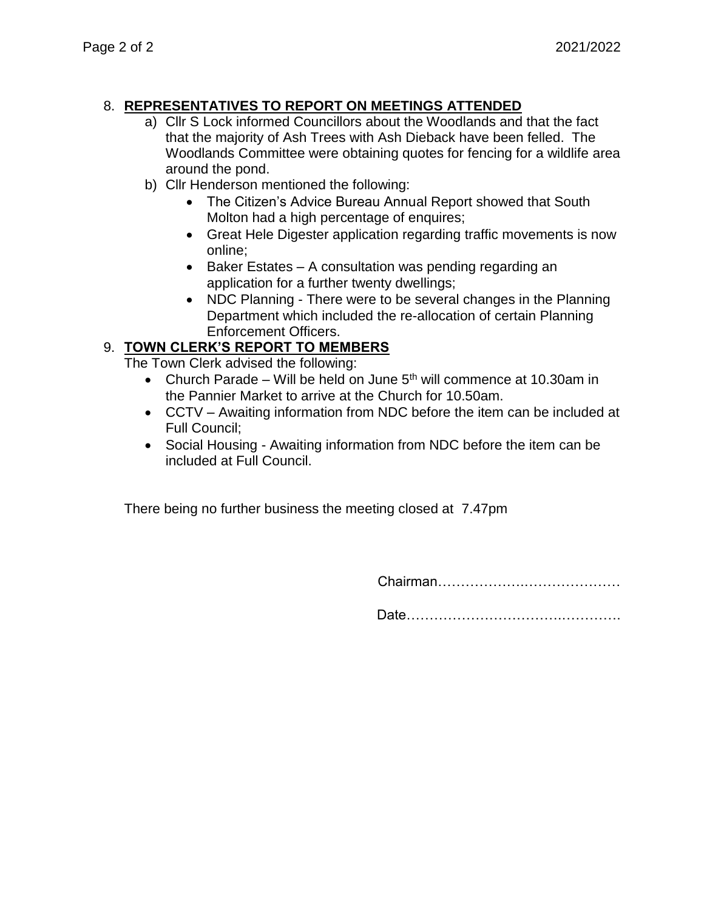8. **REPRESENTATIVES TO REPORT ON MEETINGS ATTENDED**
   a) Cllr S Lock informed Councillors about the Woodlands and that the fact that the majority of Ash Trees with Ash Dieback have been felled. The Woodlands Committee were obtaining quotes for fencing for a wildlife area around the pond.
   b) Cllr Henderson mentioned the following:
      - The Citizen's Advice Bureau Annual Report showed that South Molton had a high percentage of enquires;
      - Great Hele Digester application regarding traffic movements is now online;
      - Baker Estates – A consultation was pending regarding an application for a further twenty dwellings;
      - NDC Planning - There were to be several changes in the Planning Department which included the re-allocation of certain Planning Enforcement Officers.

9. **TOWN CLERK'S REPORT TO MEMBERS**

   The Town Clerk advised the following:
   - Church Parade – Will be held on June 5th will commence at 10.30am in the Pannier Market to arrive at the Church for 10.50am.
   - CCTV – Awaiting information from NDC before the item can be included at Full Council;
   - Social Housing - Awaiting information from NDC before the item can be included at Full Council.

There being no further business the meeting closed at 7.47pm

Chairman……………….………………

Date…………………………….……….